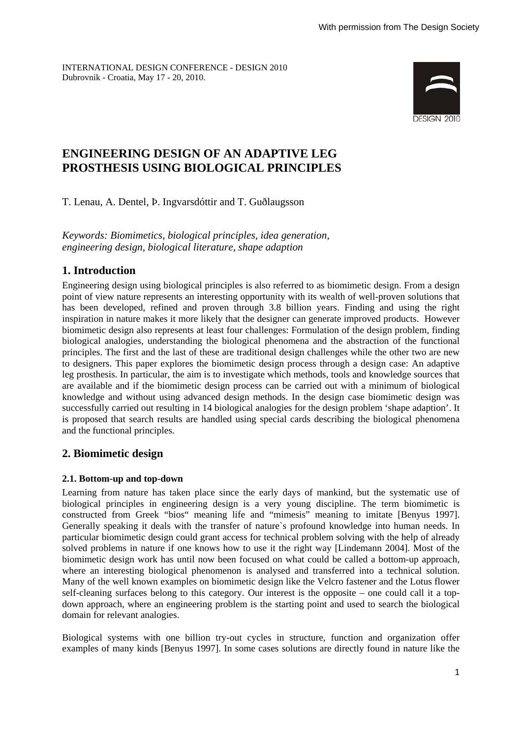With permission from The Design Society

INTERNATIONAL DESIGN CONFERENCE - DESIGN 2010
Dubrovnik - Croatia, May 17 - 20, 2010.

# ENGINEERING DESIGN OF AN ADAPTIVE LEG PROSTHESIS USING BIOLOGICAL PRINCIPLES

T. Lenau, A. Dentel, Þ. Ingvarsdóttir and T. Guðlaugsson

*Keywords: Biomimetics, biological principles, idea generation, engineering design, biological literature, shape adaption*

## 1. Introduction

Engineering design using biological principles is also referred to as biomimetic design. From a design point of view nature represents an interesting opportunity with its wealth of well-proven solutions that has been developed, refined and proven through 3.8 billion years. Finding and using the right inspiration in nature makes it more likely that the designer can generate improved products. However biomimetic design also represents at least four challenges: Formulation of the design problem, finding biological analogies, understanding the biological phenomena and the abstraction of the functional principles. The first and the last of these are traditional design challenges while the other two are new to designers. This paper explores the biomimetic design process through a design case: An adaptive leg prosthesis. In particular, the aim is to investigate which methods, tools and knowledge sources that are available and if the biomimetic design process can be carried out with a minimum of biological knowledge and without using advanced design methods. In the design case biomimetic design was successfully carried out resulting in 14 biological analogies for the design problem 'shape adaption'. It is proposed that search results are handled using special cards describing the biological phenomena and the functional principles.

## 2. Biomimetic design

### 2.1. Bottom-up and top-down

Learning from nature has taken place since the early days of mankind, but the systematic use of biological principles in engineering design is a very young discipline. The term biomimetic is constructed from Greek "bios" meaning life and "mimesis" meaning to imitate [Benyus 1997]. Generally speaking it deals with the transfer of nature`s profound knowledge into human needs. In particular biomimetic design could grant access for technical problem solving with the help of already solved problems in nature if one knows how to use it the right way [Lindemann 2004]. Most of the biomimetic design work has until now been focused on what could be called a bottom-up approach, where an interesting biological phenomenon is analysed and transferred into a technical solution. Many of the well known examples on biomimetic design like the Velcro fastener and the Lotus flower self-cleaning surfaces belong to this category. Our interest is the opposite – one could call it a top-down approach, where an engineering problem is the starting point and used to search the biological domain for relevant analogies.

Biological systems with one billion try-out cycles in structure, function and organization offer examples of many kinds [Benyus 1997]. In some cases solutions are directly found in nature like the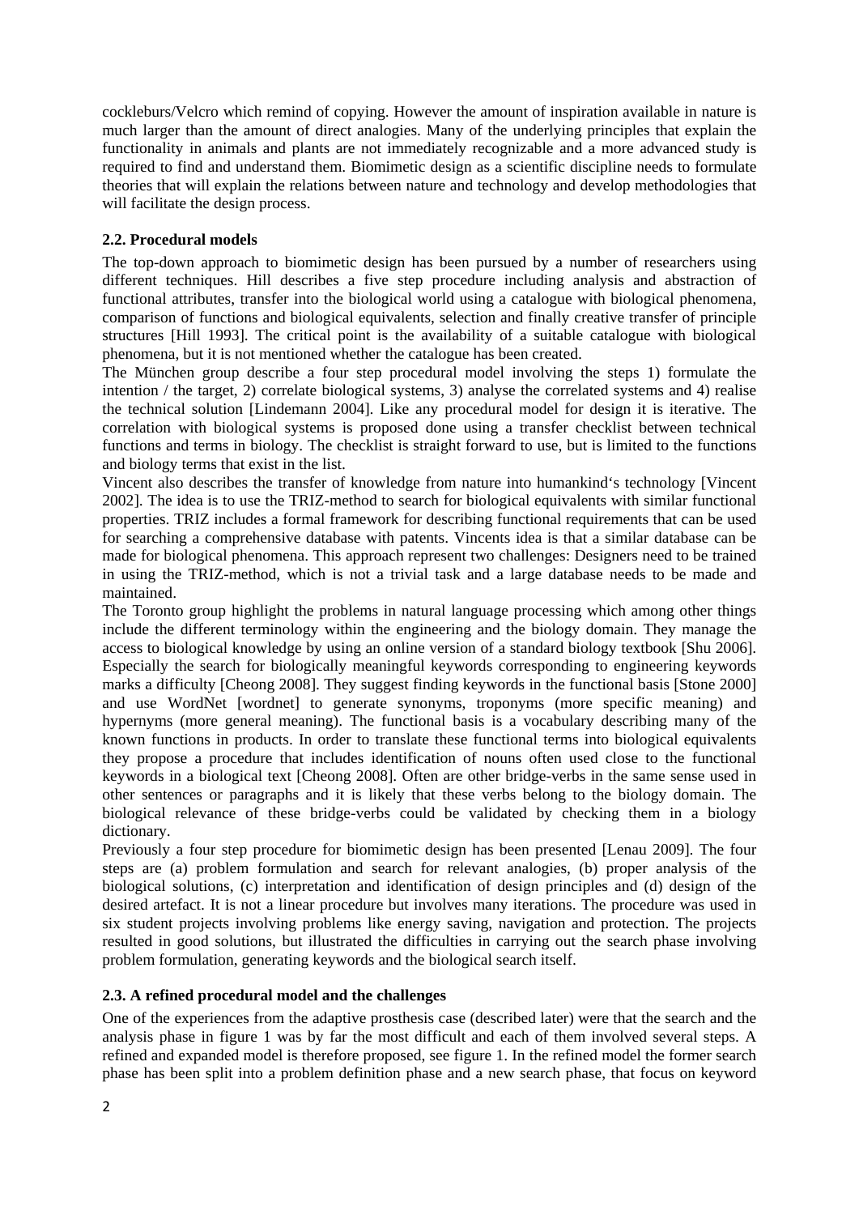cockleburs/Velcro which remind of copying. However the amount of inspiration available in nature is much larger than the amount of direct analogies. Many of the underlying principles that explain the functionality in animals and plants are not immediately recognizable and a more advanced study is required to find and understand them. Biomimetic design as a scientific discipline needs to formulate theories that will explain the relations between nature and technology and develop methodologies that will facilitate the design process.

### 2.2. Procedural models

The top-down approach to biomimetic design has been pursued by a number of researchers using different techniques. Hill describes a five step procedure including analysis and abstraction of functional attributes, transfer into the biological world using a catalogue with biological phenomena, comparison of functions and biological equivalents, selection and finally creative transfer of principle structures [Hill 1993]. The critical point is the availability of a suitable catalogue with biological phenomena, but it is not mentioned whether the catalogue has been created.

The München group describe a four step procedural model involving the steps 1) formulate the intention / the target, 2) correlate biological systems, 3) analyse the correlated systems and 4) realise the technical solution [Lindemann 2004]. Like any procedural model for design it is iterative. The correlation with biological systems is proposed done using a transfer checklist between technical functions and terms in biology. The checklist is straight forward to use, but is limited to the functions and biology terms that exist in the list.

Vincent also describes the transfer of knowledge from nature into humankind's technology [Vincent 2002]. The idea is to use the TRIZ-method to search for biological equivalents with similar functional properties. TRIZ includes a formal framework for describing functional requirements that can be used for searching a comprehensive database with patents. Vincents idea is that a similar database can be made for biological phenomena. This approach represent two challenges: Designers need to be trained in using the TRIZ-method, which is not a trivial task and a large database needs to be made and maintained.

The Toronto group highlight the problems in natural language processing which among other things include the different terminology within the engineering and the biology domain. They manage the access to biological knowledge by using an online version of a standard biology textbook [Shu 2006]. Especially the search for biologically meaningful keywords corresponding to engineering keywords marks a difficulty [Cheong 2008]. They suggest finding keywords in the functional basis [Stone 2000] and use WordNet [wordnet] to generate synonyms, troponyms (more specific meaning) and hypernyms (more general meaning). The functional basis is a vocabulary describing many of the known functions in products. In order to translate these functional terms into biological equivalents they propose a procedure that includes identification of nouns often used close to the functional keywords in a biological text [Cheong 2008]. Often are other bridge-verbs in the same sense used in other sentences or paragraphs and it is likely that these verbs belong to the biology domain. The biological relevance of these bridge-verbs could be validated by checking them in a biology dictionary.

Previously a four step procedure for biomimetic design has been presented [Lenau 2009]. The four steps are (a) problem formulation and search for relevant analogies, (b) proper analysis of the biological solutions, (c) interpretation and identification of design principles and (d) design of the desired artefact. It is not a linear procedure but involves many iterations. The procedure was used in six student projects involving problems like energy saving, navigation and protection. The projects resulted in good solutions, but illustrated the difficulties in carrying out the search phase involving problem formulation, generating keywords and the biological search itself.

### 2.3. A refined procedural model and the challenges

One of the experiences from the adaptive prosthesis case (described later) were that the search and the analysis phase in figure 1 was by far the most difficult and each of them involved several steps. A refined and expanded model is therefore proposed, see figure 1. In the refined model the former search phase has been split into a problem definition phase and a new search phase, that focus on keyword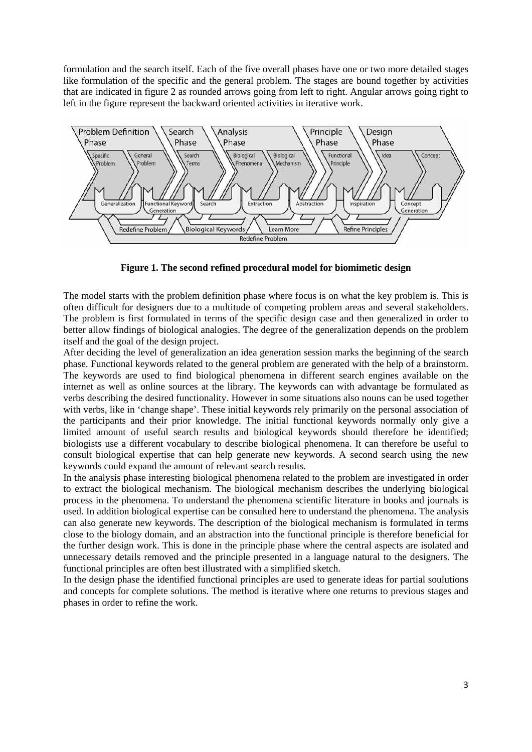formulation and the search itself. Each of the five overall phases have one or two more detailed stages like formulation of the specific and the general problem. The stages are bound together by activities that are indicated in figure 2 as rounded arrows going from left to right. Angular arrows going right to left in the figure represent the backward oriented activities in iterative work.

Problem Definition Phase
Search Phase
Analysis Phase
Principle Phase
Design Phase
Specific Problem
General Problem
Search Terms
Biological Phenomena
Biological Mechanism
Functional Principle
Idea
Concept
Generalization
Functional Keyword Generation
Search
Extraction
Abstraction
Inspiration
Concept Generation
Redefine Problem
Biological Keywords
Learn More
Refine Principles
Redefine Problem

**Figure 1. The second refined procedural model for biomimetic design**

The model starts with the problem definition phase where focus is on what the key problem is. This is often difficult for designers due to a multitude of competing problem areas and several stakeholders. The problem is first formulated in terms of the specific design case and then generalized in order to better allow findings of biological analogies. The degree of the generalization depends on the problem itself and the goal of the design project.

After deciding the level of generalization an idea generation session marks the beginning of the search phase. Functional keywords related to the general problem are generated with the help of a brainstorm. The keywords are used to find biological phenomena in different search engines available on the internet as well as online sources at the library. The keywords can with advantage be formulated as verbs describing the desired functionality. However in some situations also nouns can be used together with verbs, like in 'change shape'. These initial keywords rely primarily on the personal association of the participants and their prior knowledge. The initial functional keywords normally only give a limited amount of useful search results and biological keywords should therefore be identified; biologists use a different vocabulary to describe biological phenomena. It can therefore be useful to consult biological expertise that can help generate new keywords. A second search using the new keywords could expand the amount of relevant search results.

In the analysis phase interesting biological phenomena related to the problem are investigated in order to extract the biological mechanism. The biological mechanism describes the underlying biological process in the phenomena. To understand the phenomena scientific literature in books and journals is used. In addition biological expertise can be consulted here to understand the phenomena. The analysis can also generate new keywords. The description of the biological mechanism is formulated in terms close to the biology domain, and an abstraction into the functional principle is therefore beneficial for the further design work. This is done in the principle phase where the central aspects are isolated and unnecessary details removed and the principle presented in a language natural to the designers. The functional principles are often best illustrated with a simplified sketch.

In the design phase the identified functional principles are used to generate ideas for partial soulutions and concepts for complete solutions. The method is iterative where one returns to previous stages and phases in order to refine the work.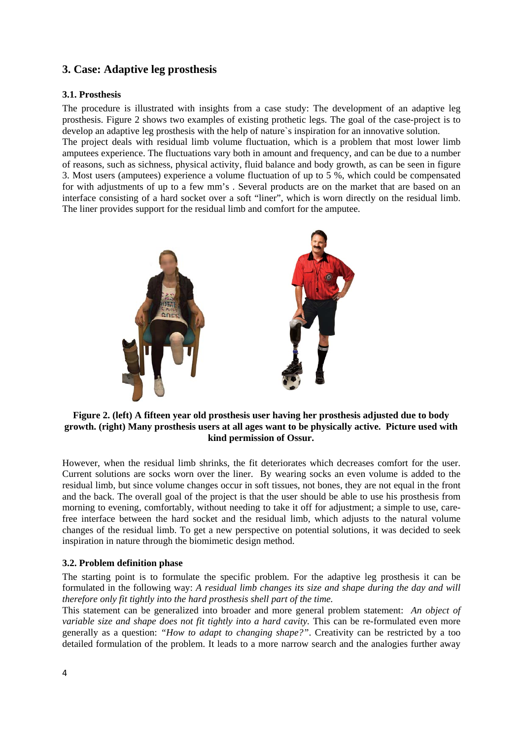## 3. Case: Adaptive leg prosthesis

### 3.1. Prosthesis

The procedure is illustrated with insights from a case study: The development of an adaptive leg prosthesis. Figure 2 shows two examples of existing prothetic legs. The goal of the case-project is to develop an adaptive leg prosthesis with the help of nature`s inspiration for an innovative solution.
The project deals with residual limb volume fluctuation, which is a problem that most lower limb amputees experience. The fluctuations vary both in amount and frequency, and can be due to a number of reasons, such as sichness, physical activity, fluid balance and body growth, as can be seen in figure 3. Most users (amputees) experience a volume fluctuation of up to 5 %, which could be compensated for with adjustments of up to a few mm's . Several products are on the market that are based on an interface consisting of a hard socket over a soft "liner", which is worn directly on the residual limb. The liner provides support for the residual limb and comfort for the amputee.

**Figure 2. (left) A fifteen year old prosthesis user having her prosthesis adjusted due to body growth. (right) Many prosthesis users at all ages want to be physically active. Picture used with kind permission of Ossur.**

However, when the residual limb shrinks, the fit deteriorates which decreases comfort for the user. Current solutions are socks worn over the liner. By wearing socks an even volume is added to the residual limb, but since volume changes occur in soft tissues, not bones, they are not equal in the front and the back. The overall goal of the project is that the user should be able to use his prosthesis from morning to evening, comfortably, without needing to take it off for adjustment; a simple to use, care-free interface between the hard socket and the residual limb, which adjusts to the natural volume changes of the residual limb. To get a new perspective on potential solutions, it was decided to seek inspiration in nature through the biomimetic design method.

### 3.2. Problem definition phase

The starting point is to formulate the specific problem. For the adaptive leg prosthesis it can be formulated in the following way: *A residual limb changes its size and shape during the day and will therefore only fit tightly into the hard prosthesis shell part of the time.*
This statement can be generalized into broader and more general problem statement: *An object of variable size and shape does not fit tightly into a hard cavity.* This can be re-formulated even more generally as a question: *"How to adapt to changing shape?"*. Creativity can be restricted by a too detailed formulation of the problem. It leads to a more narrow search and the analogies further away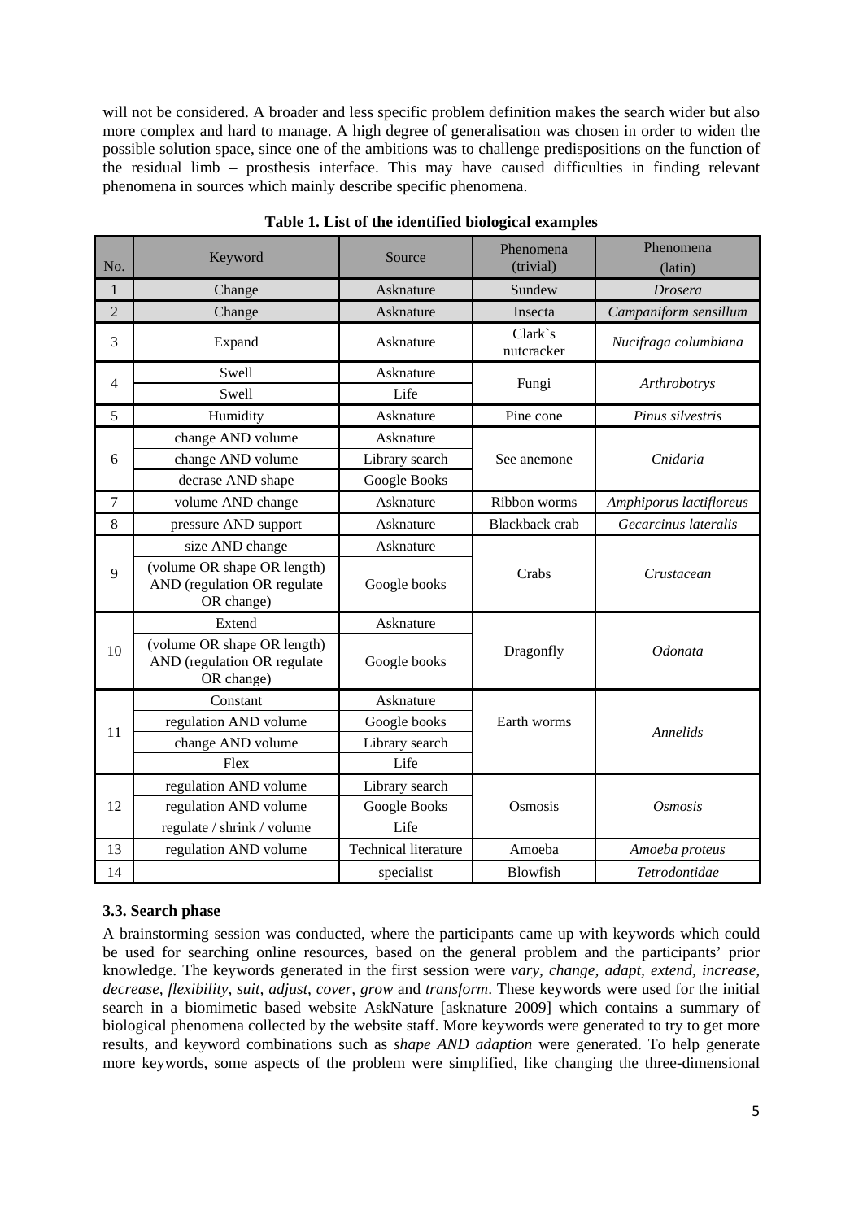will not be considered. A broader and less specific problem definition makes the search wider but also more complex and hard to manage. A high degree of generalisation was chosen in order to widen the possible solution space, since one of the ambitions was to challenge predispositions on the function of the residual limb – prosthesis interface. This may have caused difficulties in finding relevant phenomena in sources which mainly describe specific phenomena.

**Table 1. List of the identified biological examples**

| No. | Keyword | Source | Phenomena (trivial) | Phenomena (latin) |
|---|---|---|---|---|
| 1 | Change | Asknature | Sundew | *Drosera* |
| 2 | Change | Asknature | Insecta | *Campaniform sensillum* |
| 3 | Expand | Asknature | Clark`s nutcracker | *Nucifraga columbiana* |
| 4 | Swell | Asknature | Fungi | *Arthrobotrys* |
| | Swell | Life | | |
| 5 | Humidity | Asknature | Pine cone | *Pinus silvestris* |
| 6 | change AND volume | Asknature | See anemone | *Cnidaria* |
| | change AND volume | Library search | | |
| | decrase AND shape | Google Books | | |
| 7 | volume AND change | Asknature | Ribbon worms | *Amphiporus lactifloreus* |
| 8 | pressure AND support | Asknature | Blackback crab | *Gecarcinus lateralis* |
| 9 | size AND change | Asknature | Crabs | *Crustacean* |
| | (volume OR shape OR length) AND (regulation OR regulate OR change) | Google books | | |
| 10 | Extend | Asknature | Dragonfly | *Odonata* |
| | (volume OR shape OR length) AND (regulation OR regulate OR change) | Google books | | |
| 11 | Constant | Asknature | Earth worms | *Annelids* |
| | regulation AND volume | Google books | | |
| | change AND volume | Library search | | |
| | Flex | Life | | |
| 12 | regulation AND volume | Library search | Osmosis | *Osmosis* |
| | regulation AND volume | Google Books | | |
| | regulate / shrink / volume | Life | | |
| 13 | regulation AND volume | Technical literature | Amoeba | *Amoeba proteus* |
| 14 | | specialist | Blowfish | *Tetrodontidae* |

### 3.3. Search phase

A brainstorming session was conducted, where the participants came up with keywords which could be used for searching online resources, based on the general problem and the participants' prior knowledge. The keywords generated in the first session were *vary, change, adapt, extend, increase, decrease, flexibility, suit, adjust, cover, grow* and *transform*. These keywords were used for the initial search in a biomimetic based website AskNature [asknature 2009] which contains a summary of biological phenomena collected by the website staff. More keywords were generated to try to get more results, and keyword combinations such as *shape AND adaption* were generated. To help generate more keywords, some aspects of the problem were simplified, like changing the three-dimensional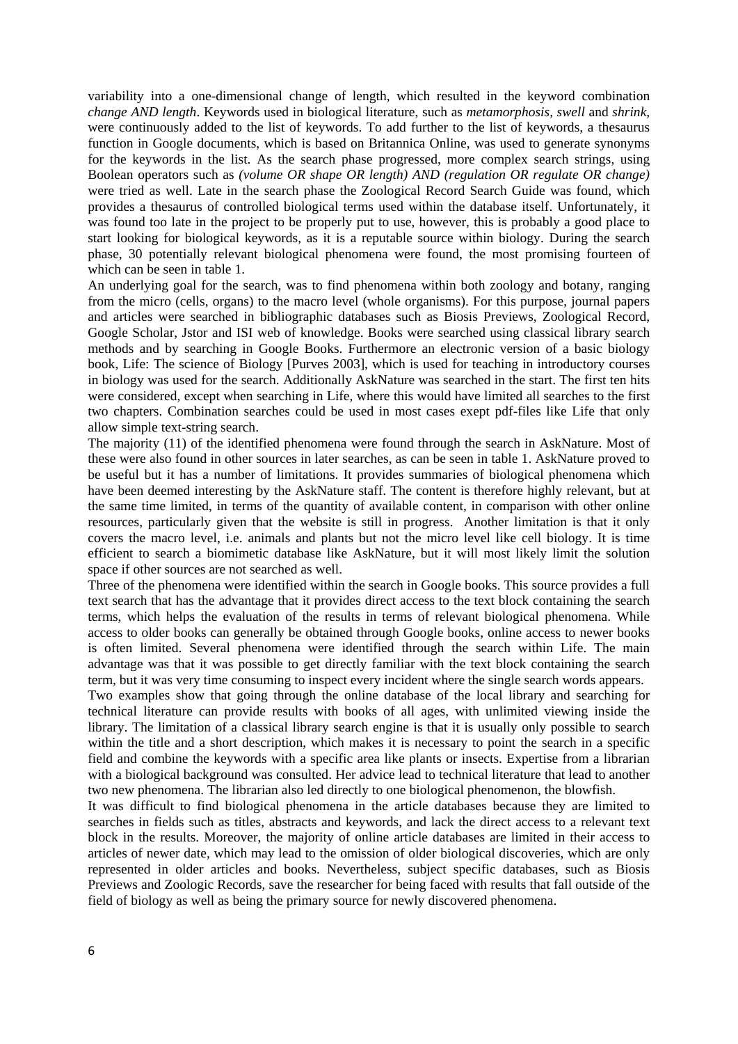variability into a one-dimensional change of length, which resulted in the keyword combination *change AND length*. Keywords used in biological literature, such as *metamorphosis, swell* and *shrink*, were continuously added to the list of keywords. To add further to the list of keywords, a thesaurus function in Google documents, which is based on Britannica Online, was used to generate synonyms for the keywords in the list. As the search phase progressed, more complex search strings, using Boolean operators such as *(volume OR shape OR length) AND (regulation OR regulate OR change)* were tried as well. Late in the search phase the Zoological Record Search Guide was found, which provides a thesaurus of controlled biological terms used within the database itself. Unfortunately, it was found too late in the project to be properly put to use, however, this is probably a good place to start looking for biological keywords, as it is a reputable source within biology. During the search phase, 30 potentially relevant biological phenomena were found, the most promising fourteen of which can be seen in table 1.

An underlying goal for the search, was to find phenomena within both zoology and botany, ranging from the micro (cells, organs) to the macro level (whole organisms). For this purpose, journal papers and articles were searched in bibliographic databases such as Biosis Previews, Zoological Record, Google Scholar, Jstor and ISI web of knowledge. Books were searched using classical library search methods and by searching in Google Books. Furthermore an electronic version of a basic biology book, Life: The science of Biology [Purves 2003], which is used for teaching in introductory courses in biology was used for the search. Additionally AskNature was searched in the start. The first ten hits were considered, except when searching in Life, where this would have limited all searches to the first two chapters. Combination searches could be used in most cases exept pdf-files like Life that only allow simple text-string search.

The majority (11) of the identified phenomena were found through the search in AskNature. Most of these were also found in other sources in later searches, as can be seen in table 1. AskNature proved to be useful but it has a number of limitations. It provides summaries of biological phenomena which have been deemed interesting by the AskNature staff. The content is therefore highly relevant, but at the same time limited, in terms of the quantity of available content, in comparison with other online resources, particularly given that the website is still in progress. Another limitation is that it only covers the macro level, i.e. animals and plants but not the micro level like cell biology. It is time efficient to search a biomimetic database like AskNature, but it will most likely limit the solution space if other sources are not searched as well.

Three of the phenomena were identified within the search in Google books. This source provides a full text search that has the advantage that it provides direct access to the text block containing the search terms, which helps the evaluation of the results in terms of relevant biological phenomena. While access to older books can generally be obtained through Google books, online access to newer books is often limited. Several phenomena were identified through the search within Life. The main advantage was that it was possible to get directly familiar with the text block containing the search term, but it was very time consuming to inspect every incident where the single search words appears.

Two examples show that going through the online database of the local library and searching for technical literature can provide results with books of all ages, with unlimited viewing inside the library. The limitation of a classical library search engine is that it is usually only possible to search within the title and a short description, which makes it is necessary to point the search in a specific field and combine the keywords with a specific area like plants or insects. Expertise from a librarian with a biological background was consulted. Her advice lead to technical literature that lead to another two new phenomena. The librarian also led directly to one biological phenomenon, the blowfish.

It was difficult to find biological phenomena in the article databases because they are limited to searches in fields such as titles, abstracts and keywords, and lack the direct access to a relevant text block in the results. Moreover, the majority of online article databases are limited in their access to articles of newer date, which may lead to the omission of older biological discoveries, which are only represented in older articles and books. Nevertheless, subject specific databases, such as Biosis Previews and Zoologic Records, save the researcher for being faced with results that fall outside of the field of biology as well as being the primary source for newly discovered phenomena.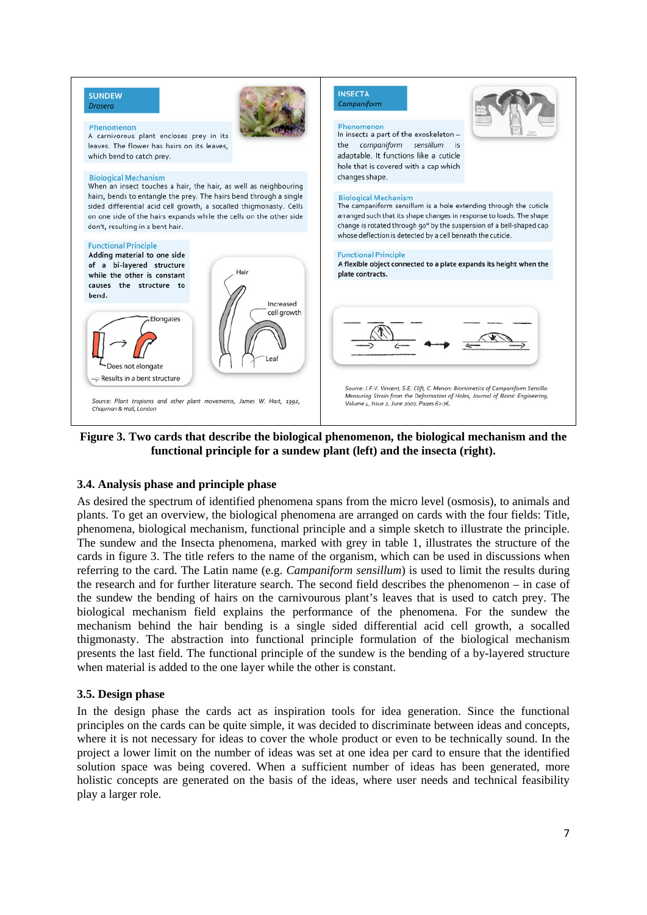**SUNDEW**
*Drosera*

**Phenomenon**
A carnivorous plant encloses prey in its leaves. The flower has hairs on its leaves, which bend to catch prey.

**Biological Mechanism**
When an insect touches a hair, the hair, as well as neighbouring hairs, bends to entangle the prey. The hairs bend through a single sided differential acid cell growth, a socalled thigmonasty. Cells on one side of the hairs expands while the cells on the other side don't, resulting in a bent hair.

**Functional Principle**
Adding material to one side of a bi-layered structure while the other is constant causes the structure to bend.

Elongates
Does not elongate
Results in a bent structure

Hair
Increased cell growth
Leaf

*Source: Plant tropisms and other plant movements, James W. Hart, 1992, Chapman & Hall, London*

**INSECTA**
*Campaniform*

**Phenomenon**
In insects a part of the exoskeleton – the *campaniform sensillum* is adaptable. It functions like a cuticle hole that is covered with a cap which changes shape.

**Biological Mechanism**
The campaniform sensillum is a hole extending through the cuticle arranged such that its shape changes in response to loads. The shape change is rotated through 90° by the suspension of a bell-shaped cap whose deflection is detected by a cell beneath the cuticle.

**Functional Principle**
A flexible object connected to a plate expands its height when the plate contracts.

*Source: J.F.V. Vincent, S.E. Clift, C. Menon: Biomimetics of Campaniform Sensilla: Measuring Strain from the Deformation of Holes, Journal of Bionic Engineering, Volume 4, Issue 2, June 2007, Pages 63-76.*

**Figure 3. Two cards that describe the biological phenomenon, the biological mechanism and the functional principle for a sundew plant (left) and the insecta (right).**

### 3.4. Analysis phase and principle phase

As desired the spectrum of identified phenomena spans from the micro level (osmosis), to animals and plants. To get an overview, the biological phenomena are arranged on cards with the four fields: Title, phenomena, biological mechanism, functional principle and a simple sketch to illustrate the principle. The sundew and the Insecta phenomena, marked with grey in table 1, illustrates the structure of the cards in figure 3. The title refers to the name of the organism, which can be used in discussions when referring to the card. The Latin name (e.g. *Campaniform sensillum*) is used to limit the results during the research and for further literature search. The second field describes the phenomenon – in case of the sundew the bending of hairs on the carnivourous plant's leaves that is used to catch prey. The biological mechanism field explains the performance of the phenomena. For the sundew the mechanism behind the hair bending is a single sided differential acid cell growth, a socalled thigmonasty. The abstraction into functional principle formulation of the biological mechanism presents the last field. The functional principle of the sundew is the bending of a by-layered structure when material is added to the one layer while the other is constant.

### 3.5. Design phase

In the design phase the cards act as inspiration tools for idea generation. Since the functional principles on the cards can be quite simple, it was decided to discriminate between ideas and concepts, where it is not necessary for ideas to cover the whole product or even to be technically sound. In the project a lower limit on the number of ideas was set at one idea per card to ensure that the identified solution space was being covered. When a sufficient number of ideas has been generated, more holistic concepts are generated on the basis of the ideas, where user needs and technical feasibility play a larger role.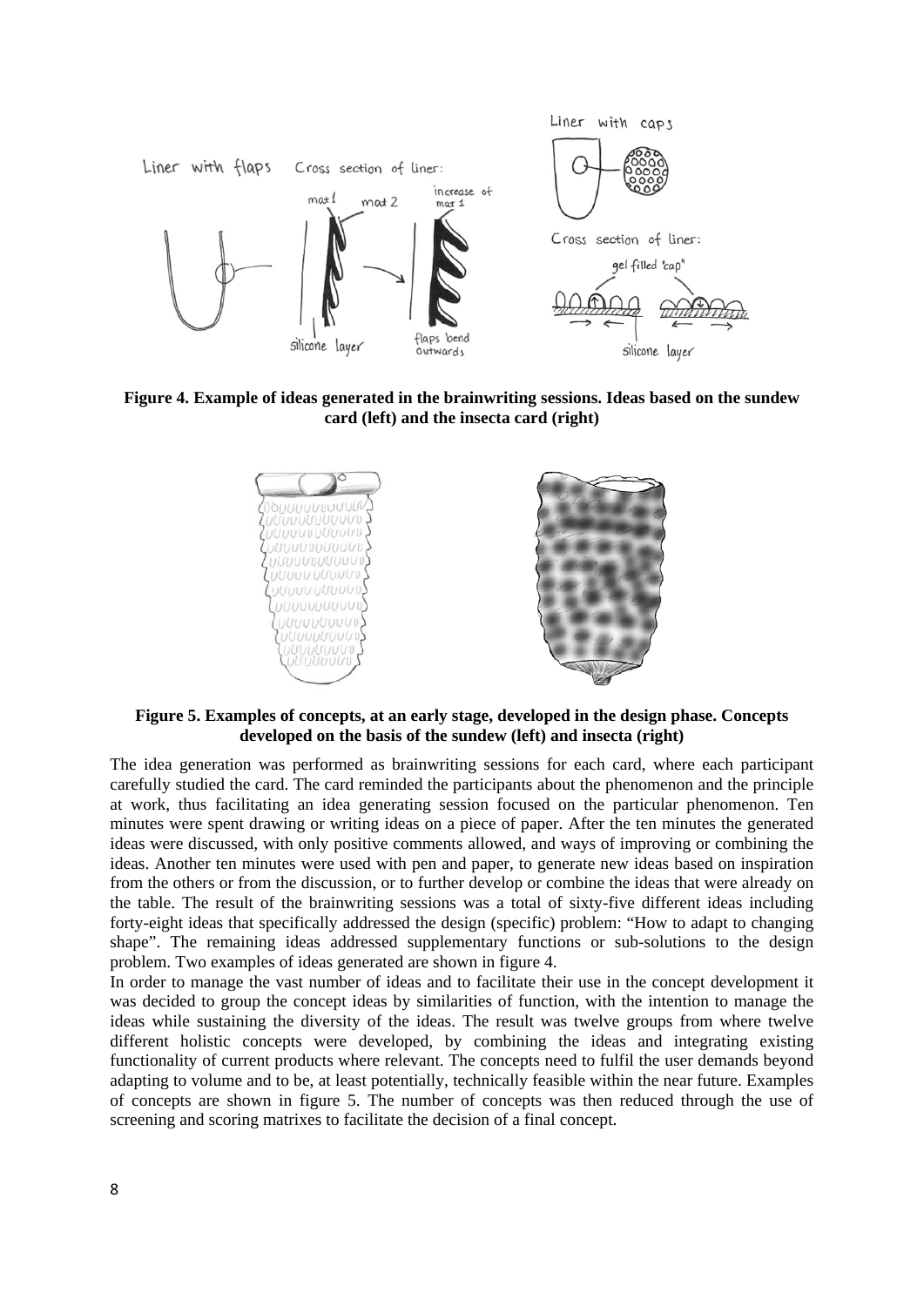Liner with flaps

Cross section of liner:

mat 1

mat 2

increase of mat 1

silicone layer

flaps bend outwards

Liner with caps

Cross section of liner:

gel filled "cap"

silicone layer

**Figure 4. Example of ideas generated in the brainwriting sessions. Ideas based on the sundew card (left) and the insecta card (right)**

**Figure 5. Examples of concepts, at an early stage, developed in the design phase. Concepts developed on the basis of the sundew (left) and insecta (right)**

The idea generation was performed as brainwriting sessions for each card, where each participant carefully studied the card. The card reminded the participants about the phenomenon and the principle at work, thus facilitating an idea generating session focused on the particular phenomenon. Ten minutes were spent drawing or writing ideas on a piece of paper. After the ten minutes the generated ideas were discussed, with only positive comments allowed, and ways of improving or combining the ideas. Another ten minutes were used with pen and paper, to generate new ideas based on inspiration from the others or from the discussion, or to further develop or combine the ideas that were already on the table. The result of the brainwriting sessions was a total of sixty-five different ideas including forty-eight ideas that specifically addressed the design (specific) problem: "How to adapt to changing shape". The remaining ideas addressed supplementary functions or sub-solutions to the design problem. Two examples of ideas generated are shown in figure 4.

In order to manage the vast number of ideas and to facilitate their use in the concept development it was decided to group the concept ideas by similarities of function, with the intention to manage the ideas while sustaining the diversity of the ideas. The result was twelve groups from where twelve different holistic concepts were developed, by combining the ideas and integrating existing functionality of current products where relevant. The concepts need to fulfil the user demands beyond adapting to volume and to be, at least potentially, technically feasible within the near future. Examples of concepts are shown in figure 5. The number of concepts was then reduced through the use of screening and scoring matrixes to facilitate the decision of a final concept.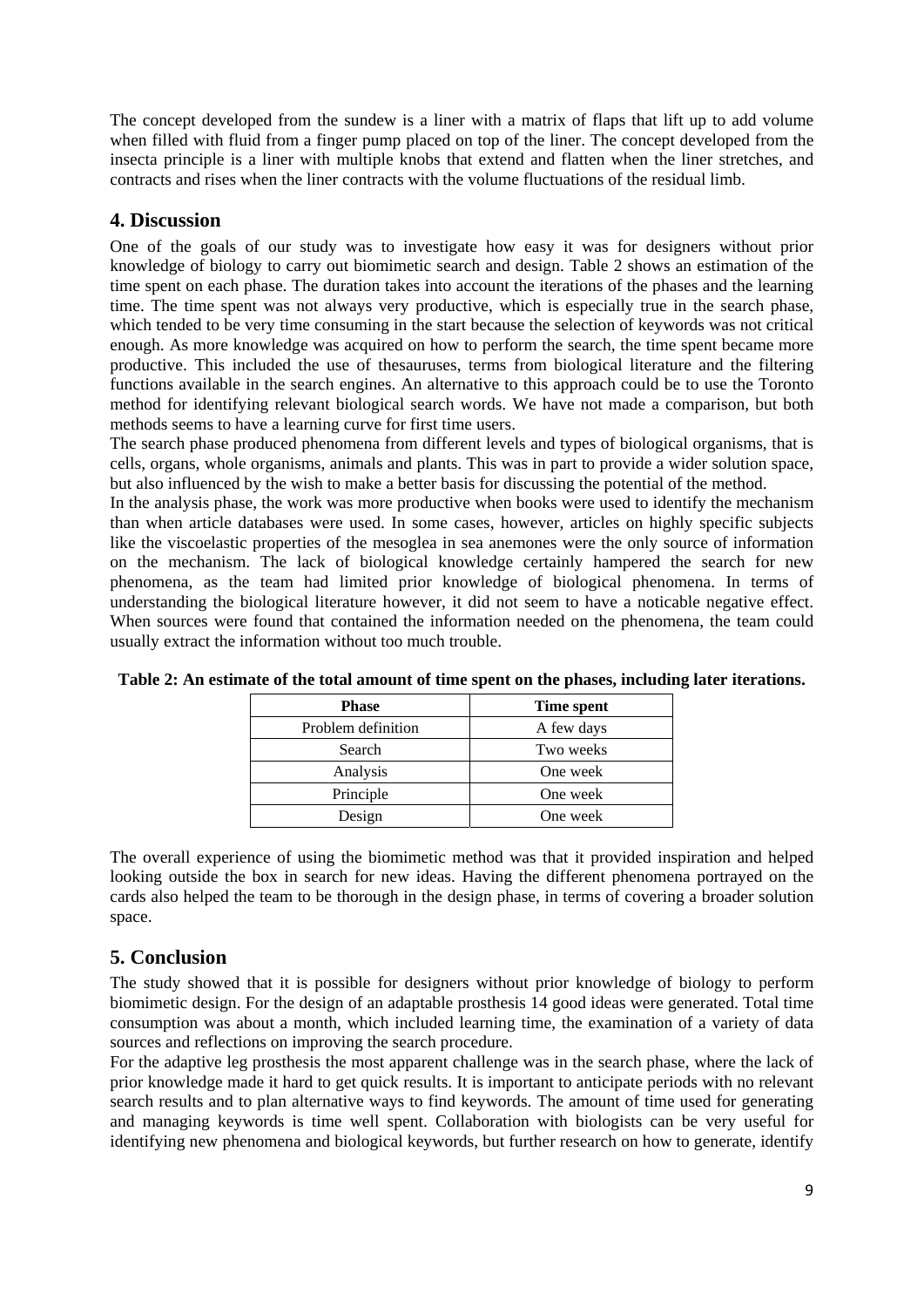The concept developed from the sundew is a liner with a matrix of flaps that lift up to add volume when filled with fluid from a finger pump placed on top of the liner. The concept developed from the insecta principle is a liner with multiple knobs that extend and flatten when the liner stretches, and contracts and rises when the liner contracts with the volume fluctuations of the residual limb.

## 4. Discussion

One of the goals of our study was to investigate how easy it was for designers without prior knowledge of biology to carry out biomimetic search and design. Table 2 shows an estimation of the time spent on each phase. The duration takes into account the iterations of the phases and the learning time. The time spent was not always very productive, which is especially true in the search phase, which tended to be very time consuming in the start because the selection of keywords was not critical enough. As more knowledge was acquired on how to perform the search, the time spent became more productive. This included the use of thesauruses, terms from biological literature and the filtering functions available in the search engines. An alternative to this approach could be to use the Toronto method for identifying relevant biological search words. We have not made a comparison, but both methods seems to have a learning curve for first time users.

The search phase produced phenomena from different levels and types of biological organisms, that is cells, organs, whole organisms, animals and plants. This was in part to provide a wider solution space, but also influenced by the wish to make a better basis for discussing the potential of the method.

In the analysis phase, the work was more productive when books were used to identify the mechanism than when article databases were used. In some cases, however, articles on highly specific subjects like the viscoelastic properties of the mesoglea in sea anemones were the only source of information on the mechanism. The lack of biological knowledge certainly hampered the search for new phenomena, as the team had limited prior knowledge of biological phenomena. In terms of understanding the biological literature however, it did not seem to have a noticable negative effect. When sources were found that contained the information needed on the phenomena, the team could usually extract the information without too much trouble.

**Table 2: An estimate of the total amount of time spent on the phases, including later iterations.**

| Phase | Time spent |
|---|---|
| Problem definition | A few days |
| Search | Two weeks |
| Analysis | One week |
| Principle | One week |
| Design | One week |

The overall experience of using the biomimetic method was that it provided inspiration and helped looking outside the box in search for new ideas. Having the different phenomena portrayed on the cards also helped the team to be thorough in the design phase, in terms of covering a broader solution space.

## 5. Conclusion

The study showed that it is possible for designers without prior knowledge of biology to perform biomimetic design. For the design of an adaptable prosthesis 14 good ideas were generated. Total time consumption was about a month, which included learning time, the examination of a variety of data sources and reflections on improving the search procedure.

For the adaptive leg prosthesis the most apparent challenge was in the search phase, where the lack of prior knowledge made it hard to get quick results. It is important to anticipate periods with no relevant search results and to plan alternative ways to find keywords. The amount of time used for generating and managing keywords is time well spent. Collaboration with biologists can be very useful for identifying new phenomena and biological keywords, but further research on how to generate, identify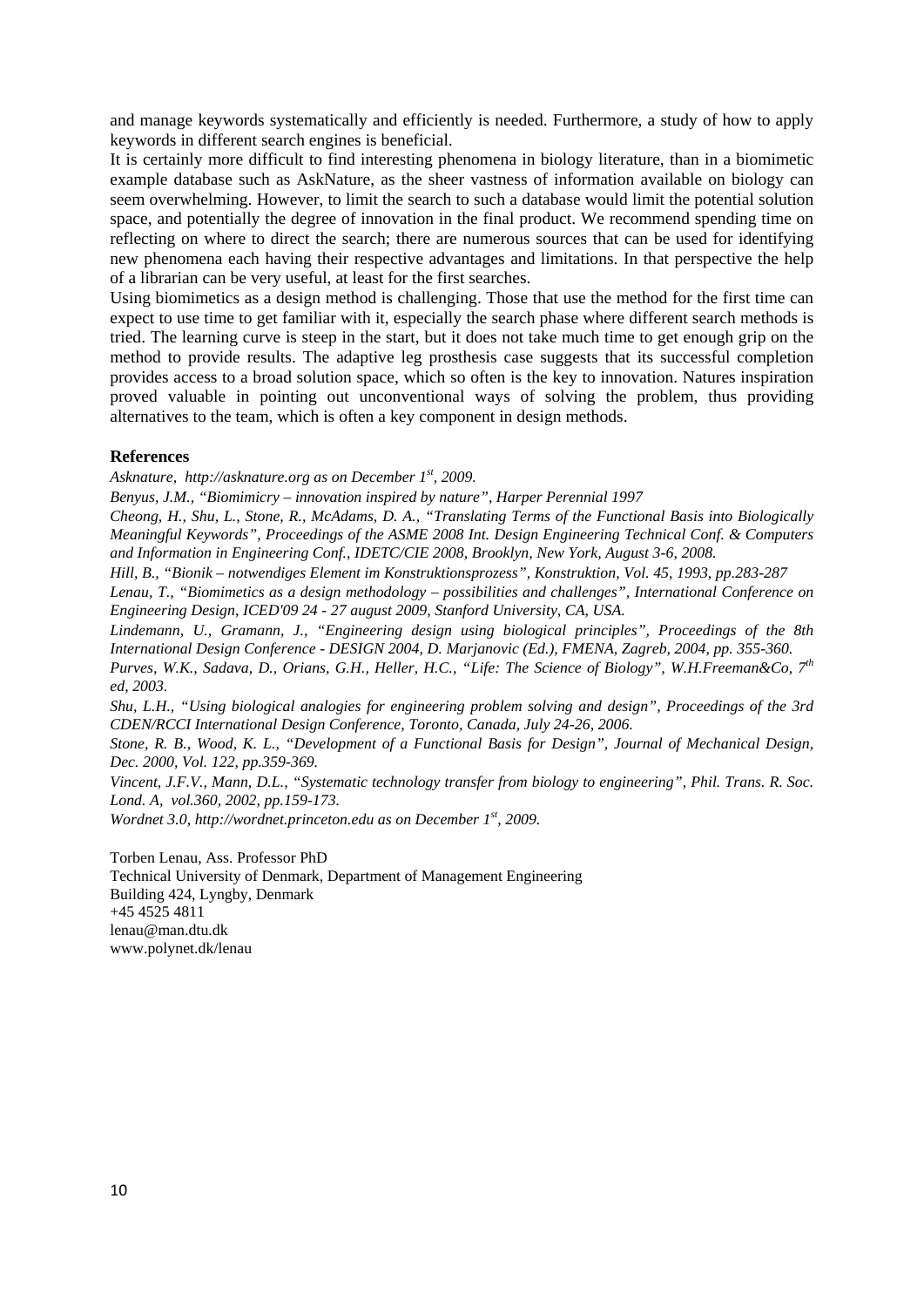and manage keywords systematically and efficiently is needed. Furthermore, a study of how to apply keywords in different search engines is beneficial.

It is certainly more difficult to find interesting phenomena in biology literature, than in a biomimetic example database such as AskNature, as the sheer vastness of information available on biology can seem overwhelming. However, to limit the search to such a database would limit the potential solution space, and potentially the degree of innovation in the final product. We recommend spending time on reflecting on where to direct the search; there are numerous sources that can be used for identifying new phenomena each having their respective advantages and limitations. In that perspective the help of a librarian can be very useful, at least for the first searches.

Using biomimetics as a design method is challenging. Those that use the method for the first time can expect to use time to get familiar with it, especially the search phase where different search methods is tried. The learning curve is steep in the start, but it does not take much time to get enough grip on the method to provide results. The adaptive leg prosthesis case suggests that its successful completion provides access to a broad solution space, which so often is the key to innovation. Natures inspiration proved valuable in pointing out unconventional ways of solving the problem, thus providing alternatives to the team, which is often a key component in design methods.

## References

*Asknature, http://asknature.org as on December 1st, 2009.*

*Benyus, J.M., "Biomimicry – innovation inspired by nature", Harper Perennial 1997*

*Cheong, H., Shu, L., Stone, R., McAdams, D. A., "Translating Terms of the Functional Basis into Biologically Meaningful Keywords", Proceedings of the ASME 2008 Int. Design Engineering Technical Conf. & Computers and Information in Engineering Conf., IDETC/CIE 2008, Brooklyn, New York, August 3-6, 2008.*

*Hill, B., "Bionik – notwendiges Element im Konstruktionsprozess", Konstruktion, Vol. 45, 1993, pp.283-287*

*Lenau, T., "Biomimetics as a design methodology – possibilities and challenges", International Conference on Engineering Design, ICED'09 24 - 27 august 2009, Stanford University, CA, USA.*

*Lindemann, U., Gramann, J., "Engineering design using biological principles", Proceedings of the 8th International Design Conference - DESIGN 2004, D. Marjanovic (Ed.), FMENA, Zagreb, 2004, pp. 355-360.*

*Purves, W.K., Sadava, D., Orians, G.H., Heller, H.C., "Life: The Science of Biology", W.H.Freeman&Co, 7th ed, 2003.*

*Shu, L.H., "Using biological analogies for engineering problem solving and design", Proceedings of the 3rd CDEN/RCCI International Design Conference, Toronto, Canada, July 24-26, 2006.*

*Stone, R. B., Wood, K. L., "Development of a Functional Basis for Design", Journal of Mechanical Design, Dec. 2000, Vol. 122, pp.359-369.*

*Vincent, J.F.V., Mann, D.L., "Systematic technology transfer from biology to engineering", Phil. Trans. R. Soc. Lond. A, vol.360, 2002, pp.159-173.*

*Wordnet 3.0, http://wordnet.princeton.edu as on December 1st, 2009.*

Torben Lenau, Ass. Professor PhD
Technical University of Denmark, Department of Management Engineering
Building 424, Lyngby, Denmark
+45 4525 4811
lenau@man.dtu.dk
www.polynet.dk/lenau